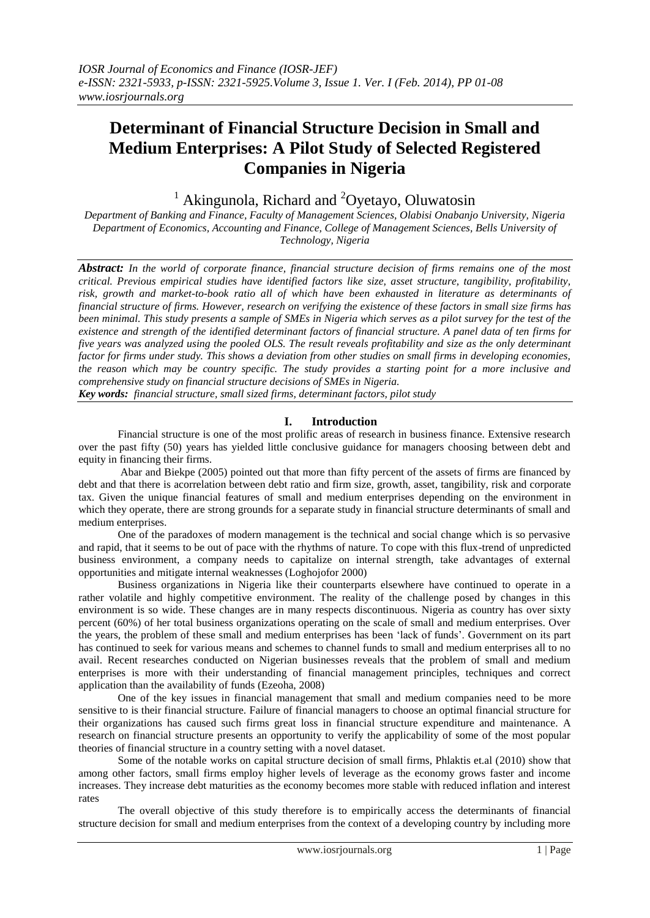# Determinant of Financial Structure Decision in Small and Medium Enterprises: A Pilot Study of Selected Registered Companies in Nigeria

[1] Akingunola, Richard and [2]Oyetayo, Oluwatosin

*Department of Banking and Finance, Faculty of Management Sciences, Olabisi Onabanjo University, Nigeria*
*Department of Economics, Accounting and Finance, College of Management Sciences, Bells University of Technology, Nigeria*

***Abstract:*** *In the world of corporate finance, financial structure decision of firms remains one of the most critical. Previous empirical studies have identified factors like size, asset structure, tangibility, profitability, risk, growth and market-to-book ratio all of which have been exhausted in literature as determinants of financial structure of firms. However, research on verifying the existence of these factors in small size firms has been minimal. This study presents a sample of SMEs in Nigeria which serves as a pilot survey for the test of the existence and strength of the identified determinant factors of financial structure. A panel data of ten firms for five years was analyzed using the pooled OLS. The result reveals profitability and size as the only determinant factor for firms under study. This shows a deviation from other studies on small firms in developing economies, the reason which may be country specific. The study provides a starting point for a more inclusive and comprehensive study on financial structure decisions of SMEs in Nigeria.*

***Key words:*** *financial structure, small sized firms, determinant factors, pilot study*

## I. Introduction

Financial structure is one of the most prolific areas of research in business finance. Extensive research over the past fifty (50) years has yielded little conclusive guidance for managers choosing between debt and equity in financing their firms.

Abar and Biekpe (2005) pointed out that more than fifty percent of the assets of firms are financed by debt and that there is acorrelation between debt ratio and firm size, growth, asset, tangibility, risk and corporate tax. Given the unique financial features of small and medium enterprises depending on the environment in which they operate, there are strong grounds for a separate study in financial structure determinants of small and medium enterprises.

One of the paradoxes of modern management is the technical and social change which is so pervasive and rapid, that it seems to be out of pace with the rhythms of nature. To cope with this flux-trend of unpredicted business environment, a company needs to capitalize on internal strength, take advantages of external opportunities and mitigate internal weaknesses (Loghojofor 2000)

Business organizations in Nigeria like their counterparts elsewhere have continued to operate in a rather volatile and highly competitive environment. The reality of the challenge posed by changes in this environment is so wide. These changes are in many respects discontinuous. Nigeria as country has over sixty percent (60%) of her total business organizations operating on the scale of small and medium enterprises. Over the years, the problem of these small and medium enterprises has been 'lack of funds'. Government on its part has continued to seek for various means and schemes to channel funds to small and medium enterprises all to no avail. Recent researches conducted on Nigerian businesses reveals that the problem of small and medium enterprises is more with their understanding of financial management principles, techniques and correct application than the availability of funds (Ezeoha, 2008)

One of the key issues in financial management that small and medium companies need to be more sensitive to is their financial structure. Failure of financial managers to choose an optimal financial structure for their organizations has caused such firms great loss in financial structure expenditure and maintenance. A research on financial structure presents an opportunity to verify the applicability of some of the most popular theories of financial structure in a country setting with a novel dataset.

Some of the notable works on capital structure decision of small firms, Phlaktis et.al (2010) show that among other factors, small firms employ higher levels of leverage as the economy grows faster and income increases. They increase debt maturities as the economy becomes more stable with reduced inflation and interest rates

The overall objective of this study therefore is to empirically access the determinants of financial structure decision for small and medium enterprises from the context of a developing country by including more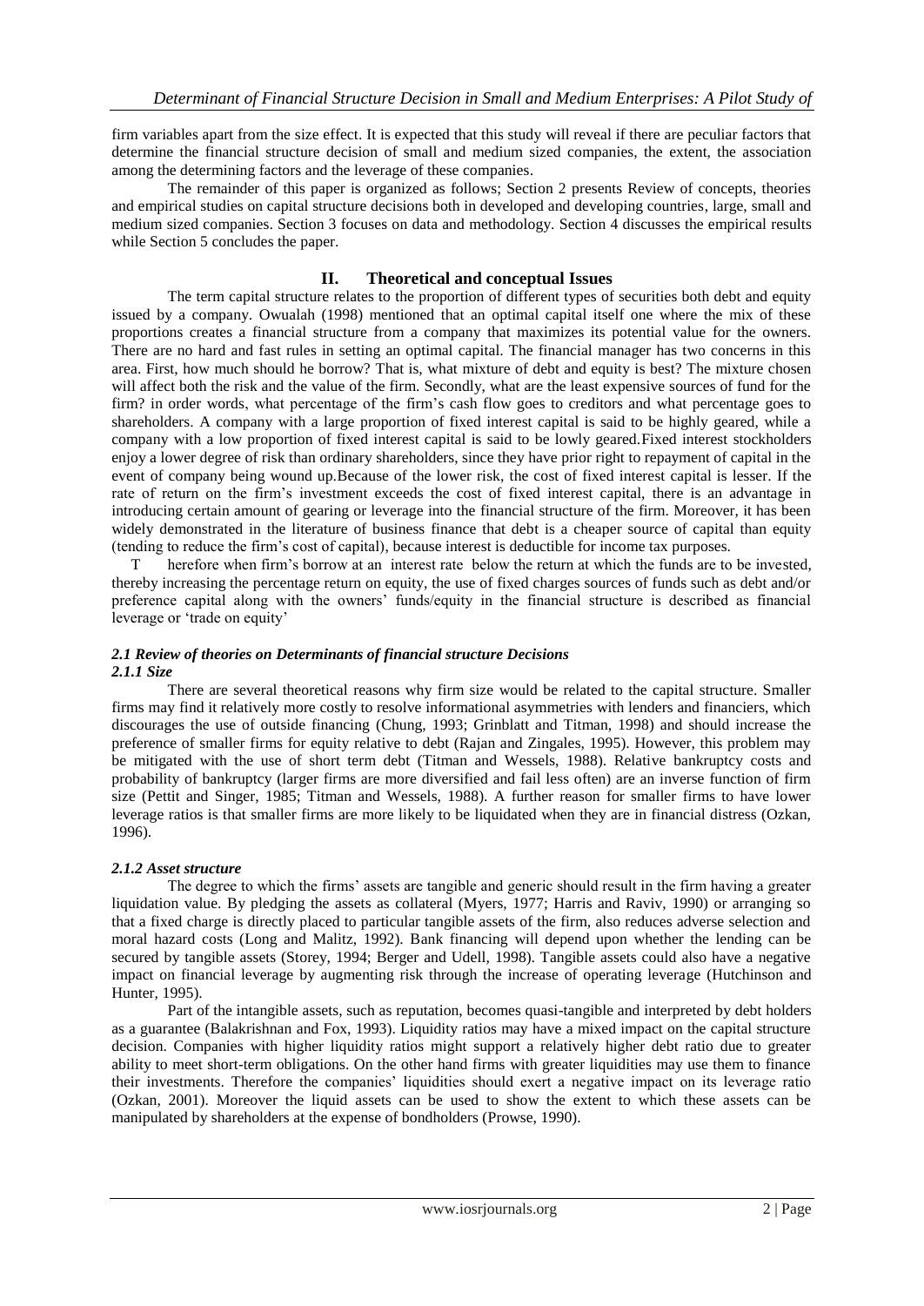firm variables apart from the size effect. It is expected that this study will reveal if there are peculiar factors that determine the financial structure decision of small and medium sized companies, the extent, the association among the determining factors and the leverage of these companies.

The remainder of this paper is organized as follows; Section 2 presents Review of concepts, theories and empirical studies on capital structure decisions both in developed and developing countries, large, small and medium sized companies. Section 3 focuses on data and methodology. Section 4 discusses the empirical results while Section 5 concludes the paper.

## II. Theoretical and conceptual Issues

The term capital structure relates to the proportion of different types of securities both debt and equity issued by a company. Owualah (1998) mentioned that an optimal capital itself one where the mix of these proportions creates a financial structure from a company that maximizes its potential value for the owners. There are no hard and fast rules in setting an optimal capital. The financial manager has two concerns in this area. First, how much should he borrow? That is, what mixture of debt and equity is best? The mixture chosen will affect both the risk and the value of the firm. Secondly, what are the least expensive sources of fund for the firm? in order words, what percentage of the firm's cash flow goes to creditors and what percentage goes to shareholders. A company with a large proportion of fixed interest capital is said to be highly geared, while a company with a low proportion of fixed interest capital is said to be lowly geared.Fixed interest stockholders enjoy a lower degree of risk than ordinary shareholders, since they have prior right to repayment of capital in the event of company being wound up.Because of the lower risk, the cost of fixed interest capital is lesser. If the rate of return on the firm's investment exceeds the cost of fixed interest capital, there is an advantage in introducing certain amount of gearing or leverage into the financial structure of the firm. Moreover, it has been widely demonstrated in the literature of business finance that debt is a cheaper source of capital than equity (tending to reduce the firm's cost of capital), because interest is deductible for income tax purposes.

Therefore when firm's borrow at an interest rate below the return at which the funds are to be invested, thereby increasing the percentage return on equity, the use of fixed charges sources of funds such as debt and/or preference capital along with the owners' funds/equity in the financial structure is described as financial leverage or 'trade on equity'

### *2.1 Review of theories on Determinants of financial structure Decisions*

#### *2.1.1 Size*

There are several theoretical reasons why firm size would be related to the capital structure. Smaller firms may find it relatively more costly to resolve informational asymmetries with lenders and financiers, which discourages the use of outside financing (Chung, 1993; Grinblatt and Titman, 1998) and should increase the preference of smaller firms for equity relative to debt (Rajan and Zingales, 1995). However, this problem may be mitigated with the use of short term debt (Titman and Wessels, 1988). Relative bankruptcy costs and probability of bankruptcy (larger firms are more diversified and fail less often) are an inverse function of firm size (Pettit and Singer, 1985; Titman and Wessels, 1988). A further reason for smaller firms to have lower leverage ratios is that smaller firms are more likely to be liquidated when they are in financial distress (Ozkan, 1996).

#### *2.1.2 Asset structure*

The degree to which the firms' assets are tangible and generic should result in the firm having a greater liquidation value. By pledging the assets as collateral (Myers, 1977; Harris and Raviv, 1990) or arranging so that a fixed charge is directly placed to particular tangible assets of the firm, also reduces adverse selection and moral hazard costs (Long and Malitz, 1992). Bank financing will depend upon whether the lending can be secured by tangible assets (Storey, 1994; Berger and Udell, 1998). Tangible assets could also have a negative impact on financial leverage by augmenting risk through the increase of operating leverage (Hutchinson and Hunter, 1995).

Part of the intangible assets, such as reputation, becomes quasi-tangible and interpreted by debt holders as a guarantee (Balakrishnan and Fox, 1993). Liquidity ratios may have a mixed impact on the capital structure decision. Companies with higher liquidity ratios might support a relatively higher debt ratio due to greater ability to meet short-term obligations. On the other hand firms with greater liquidities may use them to finance their investments. Therefore the companies' liquidities should exert a negative impact on its leverage ratio (Ozkan, 2001). Moreover the liquid assets can be used to show the extent to which these assets can be manipulated by shareholders at the expense of bondholders (Prowse, 1990).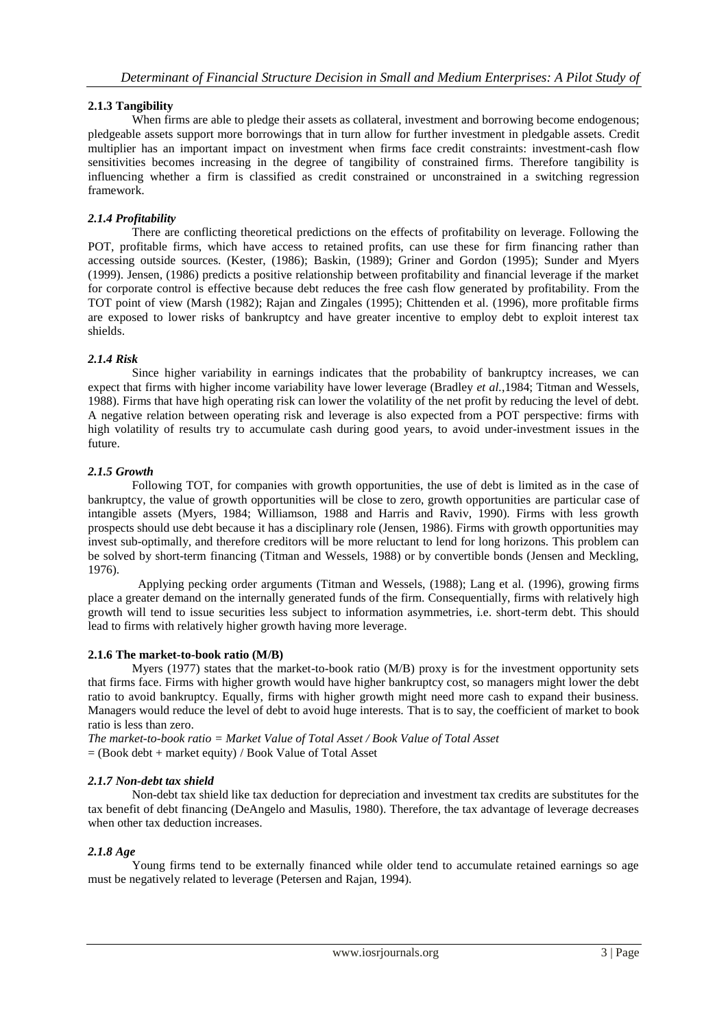### 2.1.3 Tangibility

When firms are able to pledge their assets as collateral, investment and borrowing become endogenous; pledgeable assets support more borrowings that in turn allow for further investment in pledgable assets. Credit multiplier has an important impact on investment when firms face credit constraints: investment-cash flow sensitivities becomes increasing in the degree of tangibility of constrained firms. Therefore tangibility is influencing whether a firm is classified as credit constrained or unconstrained in a switching regression framework.

### *2.1.4 Profitability*

There are conflicting theoretical predictions on the effects of profitability on leverage. Following the POT, profitable firms, which have access to retained profits, can use these for firm financing rather than accessing outside sources. (Kester, (1986); Baskin, (1989); Griner and Gordon (1995); Sunder and Myers (1999). Jensen, (1986) predicts a positive relationship between profitability and financial leverage if the market for corporate control is effective because debt reduces the free cash flow generated by profitability. From the TOT point of view (Marsh (1982); Rajan and Zingales (1995); Chittenden et al. (1996), more profitable firms are exposed to lower risks of bankruptcy and have greater incentive to employ debt to exploit interest tax shields.

### *2.1.4 Risk*

Since higher variability in earnings indicates that the probability of bankruptcy increases, we can expect that firms with higher income variability have lower leverage (Bradley *et al.*,1984; Titman and Wessels, 1988). Firms that have high operating risk can lower the volatility of the net profit by reducing the level of debt. A negative relation between operating risk and leverage is also expected from a POT perspective: firms with high volatility of results try to accumulate cash during good years, to avoid under-investment issues in the future.

### *2.1.5 Growth*

Following TOT, for companies with growth opportunities, the use of debt is limited as in the case of bankruptcy, the value of growth opportunities will be close to zero, growth opportunities are particular case of intangible assets (Myers, 1984; Williamson, 1988 and Harris and Raviv, 1990). Firms with less growth prospects should use debt because it has a disciplinary role (Jensen, 1986). Firms with growth opportunities may invest sub-optimally, and therefore creditors will be more reluctant to lend for long horizons. This problem can be solved by short-term financing (Titman and Wessels, 1988) or by convertible bonds (Jensen and Meckling, 1976).

Applying pecking order arguments (Titman and Wessels, (1988); Lang et al. (1996), growing firms place a greater demand on the internally generated funds of the firm. Consequentially, firms with relatively high growth will tend to issue securities less subject to information asymmetries, i.e. short-term debt. This should lead to firms with relatively higher growth having more leverage.

### 2.1.6 The market-to-book ratio (M/B)

Myers (1977) states that the market-to-book ratio (M/B) proxy is for the investment opportunity sets that firms face. Firms with higher growth would have higher bankruptcy cost, so managers might lower the debt ratio to avoid bankruptcy. Equally, firms with higher growth might need more cash to expand their business. Managers would reduce the level of debt to avoid huge interests. That is to say, the coefficient of market to book ratio is less than zero.

*The market-to-book ratio = Market Value of Total Asset / Book Value of Total Asset*
= (Book debt + market equity) / Book Value of Total Asset

### *2.1.7 Non-debt tax shield*

Non-debt tax shield like tax deduction for depreciation and investment tax credits are substitutes for the tax benefit of debt financing (DeAngelo and Masulis, 1980). Therefore, the tax advantage of leverage decreases when other tax deduction increases.

### *2.1.8 Age*

Young firms tend to be externally financed while older tend to accumulate retained earnings so age must be negatively related to leverage (Petersen and Rajan, 1994).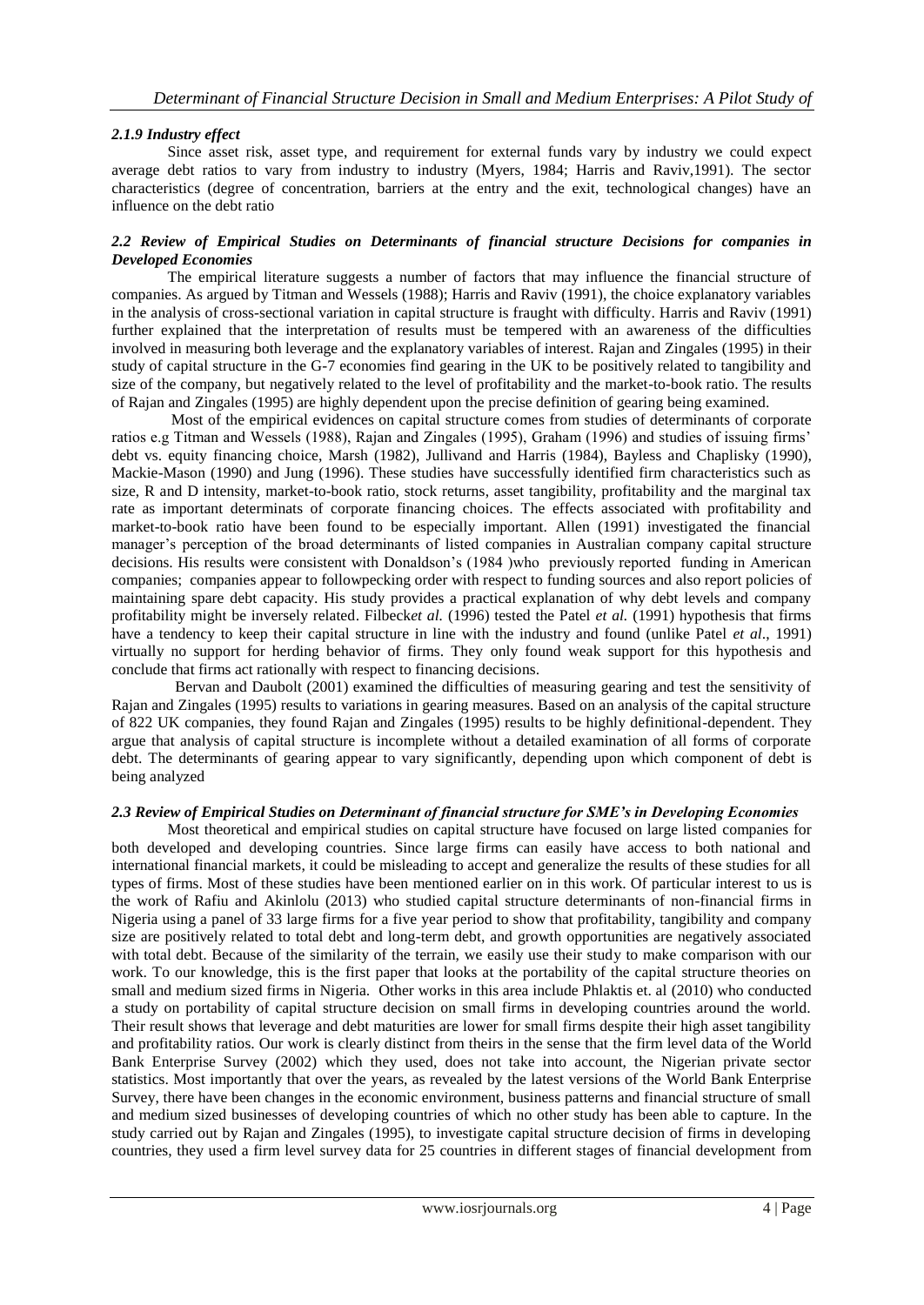### *2.1.9 Industry effect*

Since asset risk, asset type, and requirement for external funds vary by industry we could expect average debt ratios to vary from industry to industry (Myers, 1984; Harris and Raviv,1991). The sector characteristics (degree of concentration, barriers at the entry and the exit, technological changes) have an influence on the debt ratio

### *2.2 Review of Empirical Studies on Determinants of financial structure Decisions for companies in Developed Economies*

The empirical literature suggests a number of factors that may influence the financial structure of companies. As argued by Titman and Wessels (1988); Harris and Raviv (1991), the choice explanatory variables in the analysis of cross-sectional variation in capital structure is fraught with difficulty. Harris and Raviv (1991) further explained that the interpretation of results must be tempered with an awareness of the difficulties involved in measuring both leverage and the explanatory variables of interest. Rajan and Zingales (1995) in their study of capital structure in the G-7 economies find gearing in the UK to be positively related to tangibility and size of the company, but negatively related to the level of profitability and the market-to-book ratio. The results of Rajan and Zingales (1995) are highly dependent upon the precise definition of gearing being examined.

Most of the empirical evidences on capital structure comes from studies of determinants of corporate ratios e.g Titman and Wessels (1988), Rajan and Zingales (1995), Graham (1996) and studies of issuing firms' debt vs. equity financing choice, Marsh (1982), Jullivand and Harris (1984), Bayless and Chaplisky (1990), Mackie-Mason (1990) and Jung (1996). These studies have successfully identified firm characteristics such as size, R and D intensity, market-to-book ratio, stock returns, asset tangibility, profitability and the marginal tax rate as important determinats of corporate financing choices. The effects associated with profitability and market-to-book ratio have been found to be especially important. Allen (1991) investigated the financial manager's perception of the broad determinants of listed companies in Australian company capital structure decisions. His results were consistent with Donaldson's (1984 )who previously reported funding in American companies; companies appear to followpecking order with respect to funding sources and also report policies of maintaining spare debt capacity. His study provides a practical explanation of why debt levels and company profitability might be inversely related. Filbeck*et al.* (1996) tested the Patel *et al.* (1991) hypothesis that firms have a tendency to keep their capital structure in line with the industry and found (unlike Patel *et al*., 1991) virtually no support for herding behavior of firms. They only found weak support for this hypothesis and conclude that firms act rationally with respect to financing decisions.

Bervan and Daubolt (2001) examined the difficulties of measuring gearing and test the sensitivity of Rajan and Zingales (1995) results to variations in gearing measures. Based on an analysis of the capital structure of 822 UK companies, they found Rajan and Zingales (1995) results to be highly definitional-dependent. They argue that analysis of capital structure is incomplete without a detailed examination of all forms of corporate debt. The determinants of gearing appear to vary significantly, depending upon which component of debt is being analyzed

### *2.3 Review of Empirical Studies on Determinant of financial structure for SME's in Developing Economies*

Most theoretical and empirical studies on capital structure have focused on large listed companies for both developed and developing countries. Since large firms can easily have access to both national and international financial markets, it could be misleading to accept and generalize the results of these studies for all types of firms. Most of these studies have been mentioned earlier on in this work. Of particular interest to us is the work of Rafiu and Akinlolu (2013) who studied capital structure determinants of non-financial firms in Nigeria using a panel of 33 large firms for a five year period to show that profitability, tangibility and company size are positively related to total debt and long-term debt, and growth opportunities are negatively associated with total debt. Because of the similarity of the terrain, we easily use their study to make comparison with our work. To our knowledge, this is the first paper that looks at the portability of the capital structure theories on small and medium sized firms in Nigeria. Other works in this area include Phlaktis et. al (2010) who conducted a study on portability of capital structure decision on small firms in developing countries around the world. Their result shows that leverage and debt maturities are lower for small firms despite their high asset tangibility and profitability ratios. Our work is clearly distinct from theirs in the sense that the firm level data of the World Bank Enterprise Survey (2002) which they used, does not take into account, the Nigerian private sector statistics. Most importantly that over the years, as revealed by the latest versions of the World Bank Enterprise Survey, there have been changes in the economic environment, business patterns and financial structure of small and medium sized businesses of developing countries of which no other study has been able to capture. In the study carried out by Rajan and Zingales (1995), to investigate capital structure decision of firms in developing countries, they used a firm level survey data for 25 countries in different stages of financial development from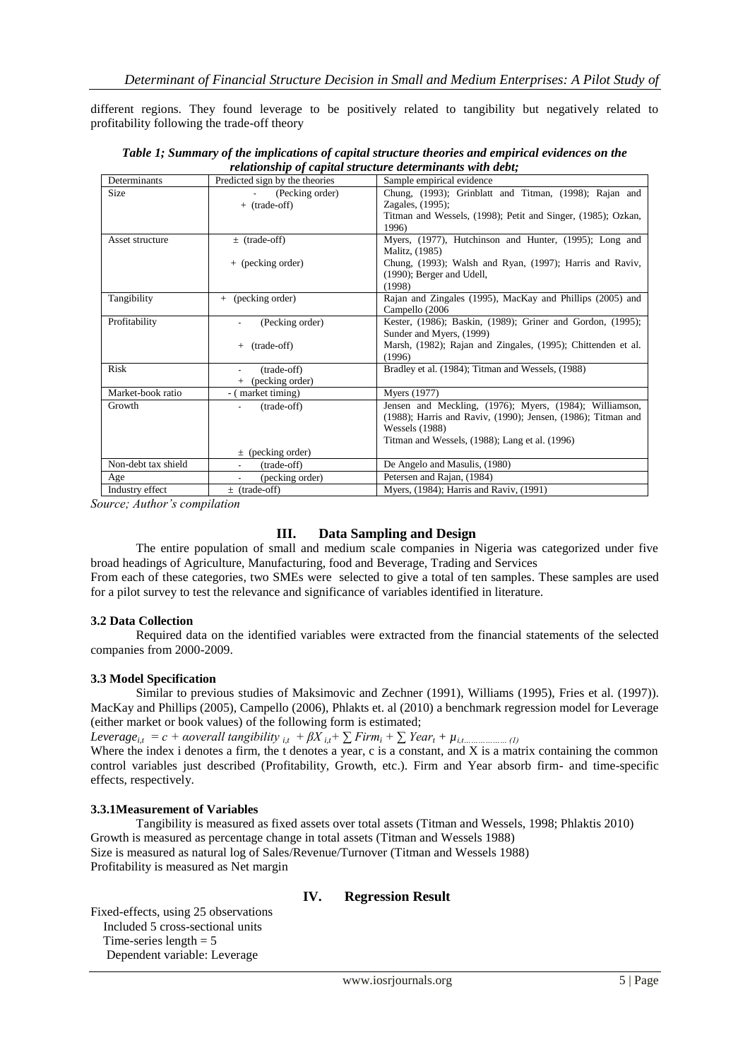different regions. They found leverage to be positively related to tangibility but negatively related to profitability following the trade-off theory

***Table 1; Summary of the implications of capital structure theories and empirical evidences on the relationship of capital structure determinants with debt;***

| Determinants | Predicted sign by the theories | Sample empirical evidence |
|---|---|---|
| Size | - (Pecking order)<br>+ (trade-off) | Chung, (1993); Grinblatt and Titman, (1998); Rajan and Zagales, (1995);<br>Titman and Wessels, (1998); Petit and Singer, (1985); Ozkan, 1996) |
| Asset structure | ± (trade-off)<br>+ (pecking order) | Myers, (1977), Hutchinson and Hunter, (1995); Long and Malitz, (1985)<br>Chung, (1993); Walsh and Ryan, (1997); Harris and Raviv, (1990); Berger and Udell, (1998) |
| Tangibility | + (pecking order) | Rajan and Zingales (1995), MacKay and Phillips (2005) and Campello (2006 |
| Profitability | - (Pecking order)<br>+ (trade-off) | Kester, (1986); Baskin, (1989); Griner and Gordon, (1995); Sunder and Myers, (1999)<br>Marsh, (1982); Rajan and Zingales, (1995); Chittenden et al. (1996) |
| Risk | - (trade-off)<br>+ (pecking order) | Bradley et al. (1984); Titman and Wessels, (1988) |
| Market-book ratio | - ( market timing) | Myers (1977) |
| Growth | - (trade-off)<br>± (pecking order) | Jensen and Meckling, (1976); Myers, (1984); Williamson, (1988); Harris and Raviv, (1990); Jensen, (1986); Titman and Wessels (1988)<br>Titman and Wessels, (1988); Lang et al. (1996) |
| Non-debt tax shield | - (trade-off) | De Angelo and Masulis, (1980) |
| Age | - (pecking order) | Petersen and Rajan, (1984) |
| Industry effect | ± (trade-off) | Myers, (1984); Harris and Raviv, (1991) |

*Source; Author's compilation*

## III. Data Sampling and Design

The entire population of small and medium scale companies in Nigeria was categorized under five broad headings of Agriculture, Manufacturing, food and Beverage, Trading and Services

From each of these categories, two SMEs were selected to give a total of ten samples. These samples are used for a pilot survey to test the relevance and significance of variables identified in literature.

### 3.2 Data Collection

Required data on the identified variables were extracted from the financial statements of the selected companies from 2000-2009.

### 3.3 Model Specification

Similar to previous studies of Maksimovic and Zechner (1991), Williams (1995), Fries et al. (1997)). MacKay and Phillips (2005), Campello (2006), Phlakts et. al (2010) a benchmark regression model for Leverage (either market or book values) of the following form is estimated;

$Leverage_{i,t} = c + \alpha overall\ tangibility_{\ i,t} + \beta X_{\ i,t} + \sum Firm_i + \sum Year_t + \mu_{i,t} \ldots\ldots\ldots\ldots\ldots\ (1)$

Where the index i denotes a firm, the t denotes a year, c is a constant, and X is a matrix containing the common control variables just described (Profitability, Growth, etc.). Firm and Year absorb firm- and time-specific effects, respectively.

### 3.3.1Measurement of Variables

Tangibility is measured as fixed assets over total assets (Titman and Wessels, 1998; Phlaktis 2010)
Growth is measured as percentage change in total assets (Titman and Wessels 1988)
Size is measured as natural log of Sales/Revenue/Turnover (Titman and Wessels 1988)
Profitability is measured as Net margin

## IV. Regression Result

Fixed-effects, using 25 observations
Included 5 cross-sectional units
Time-series length = 5
Dependent variable: Leverage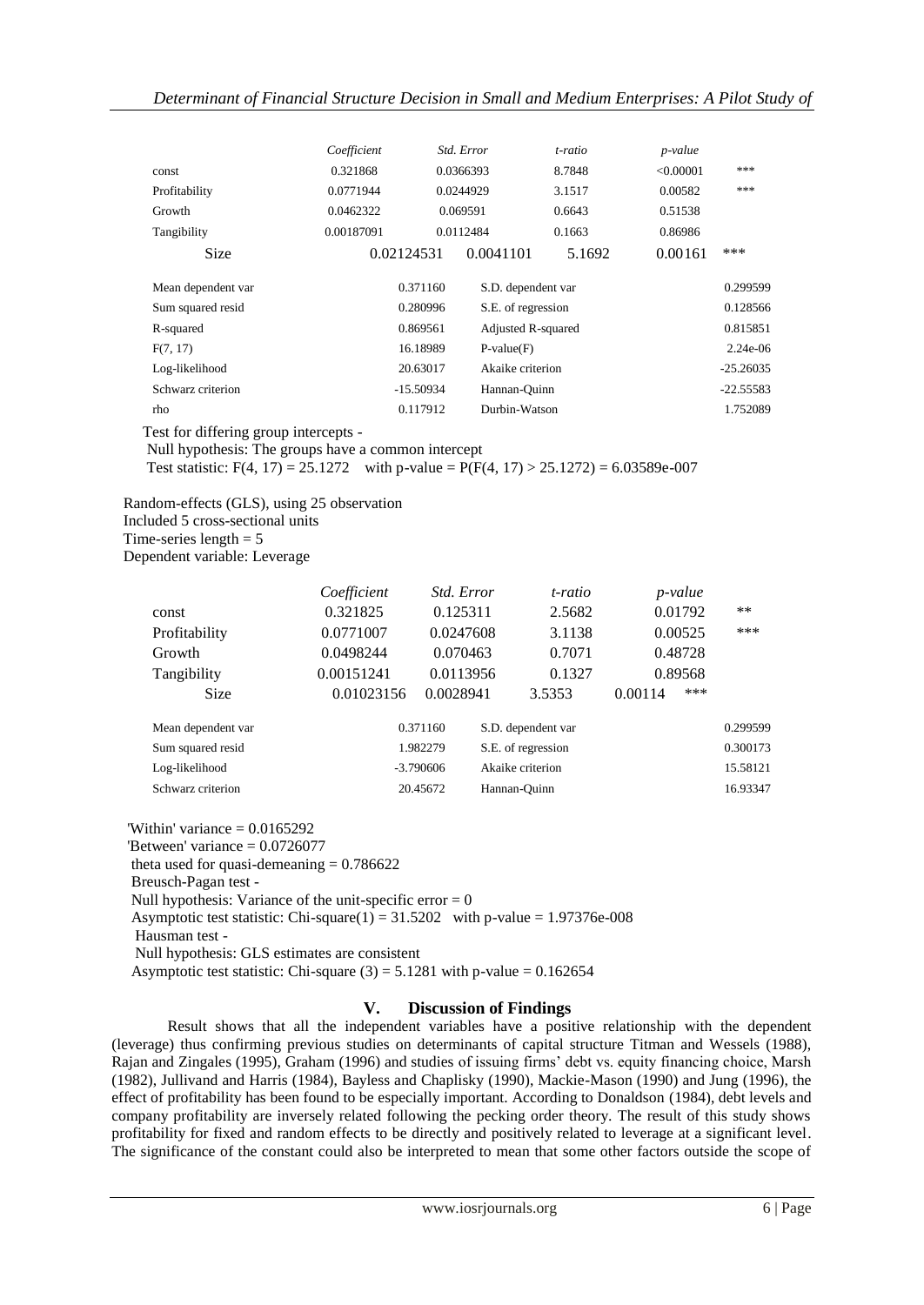| | *Coefficient* | *Std. Error* | *t-ratio* | *p-value* | |
|---|---|---|---|---|---|
| const | 0.321868 | 0.0366393 | 8.7848 | <0.00001 | *** |
| Profitability | 0.0771944 | 0.0244929 | 3.1517 | 0.00582 | *** |
| Growth | 0.0462322 | 0.069591 | 0.6643 | 0.51538 | |
| Tangibility | 0.00187091 | 0.0112484 | 0.1663 | 0.86986 | |
| Size | 0.02124531 | 0.0041101 | 5.1692 | 0.00161 | *** |

| | | | |
|---|---|---|---|
| Mean dependent var | 0.371160 | S.D. dependent var | 0.299599 |
| Sum squared resid | 0.280996 | S.E. of regression | 0.128566 |
| R-squared | 0.869561 | Adjusted R-squared | 0.815851 |
| F(7, 17) | 16.18989 | P-value(F) | 2.24e-06 |
| Log-likelihood | 20.63017 | Akaike criterion | -25.26035 |
| Schwarz criterion | -15.50934 | Hannan-Quinn | -22.55583 |
| rho | 0.117912 | Durbin-Watson | 1.752089 |

Test for differing group intercepts -
Null hypothesis: The groups have a common intercept
Test statistic: $F(4, 17) = 25.1272$ with p-value = $P(F(4, 17) > 25.1272) = 6.03589e-007$

Random-effects (GLS), using 25 observation
Included 5 cross-sectional units
Time-series length = 5
Dependent variable: Leverage

| | *Coefficient* | *Std. Error* | *t-ratio* | *p-value* | |
|---|---|---|---|---|---|
| const | 0.321825 | 0.125311 | 2.5682 | 0.01792 | ** |
| Profitability | 0.0771007 | 0.0247608 | 3.1138 | 0.00525 | *** |
| Growth | 0.0498244 | 0.070463 | 0.7071 | 0.48728 | |
| Tangibility | 0.00151241 | 0.0113956 | 0.1327 | 0.89568 | |
| Size | 0.01023156 | 0.0028941 | 3.5353 | 0.00114 | *** |

| | | | |
|---|---|---|---|
| Mean dependent var | 0.371160 | S.D. dependent var | 0.299599 |
| Sum squared resid | 1.982279 | S.E. of regression | 0.300173 |
| Log-likelihood | -3.790606 | Akaike criterion | 15.58121 |
| Schwarz criterion | 20.45672 | Hannan-Quinn | 16.93347 |

'Within' variance = 0.0165292
'Between' variance = 0.0726077
theta used for quasi-demeaning = 0.786622
Breusch-Pagan test -
Null hypothesis: Variance of the unit-specific error = 0
Asymptotic test statistic: Chi-square(1) = 31.5202 with p-value = 1.97376e-008
Hausman test -
Null hypothesis: GLS estimates are consistent
Asymptotic test statistic: Chi-square (3) = 5.1281 with p-value = 0.162654

## V. Discussion of Findings

Result shows that all the independent variables have a positive relationship with the dependent (leverage) thus confirming previous studies on determinants of capital structure Titman and Wessels (1988), Rajan and Zingales (1995), Graham (1996) and studies of issuing firms' debt vs. equity financing choice, Marsh (1982), Jullivand and Harris (1984), Bayless and Chaplisky (1990), Mackie-Mason (1990) and Jung (1996), the effect of profitability has been found to be especially important. According to Donaldson (1984), debt levels and company profitability are inversely related following the pecking order theory. The result of this study shows profitability for fixed and random effects to be directly and positively related to leverage at a significant level. The significance of the constant could also be interpreted to mean that some other factors outside the scope of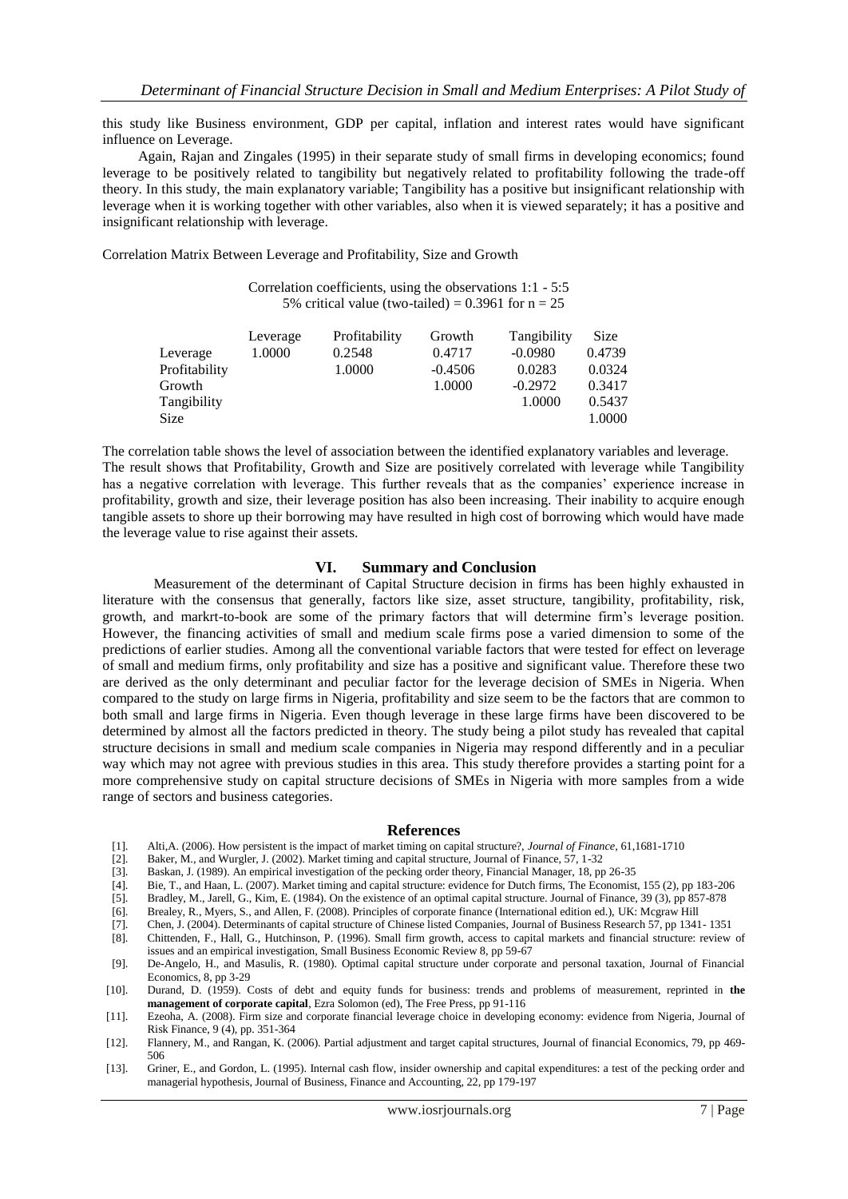this study like Business environment, GDP per capital, inflation and interest rates would have significant influence on Leverage.

Again, Rajan and Zingales (1995) in their separate study of small firms in developing economics; found leverage to be positively related to tangibility but negatively related to profitability following the trade-off theory. In this study, the main explanatory variable; Tangibility has a positive but insignificant relationship with leverage when it is working together with other variables, also when it is viewed separately; it has a positive and insignificant relationship with leverage.

Correlation Matrix Between Leverage and Profitability, Size and Growth

Correlation coefficients, using the observations 1:1 - 5:5
5% critical value (two-tailed) = 0.3961 for n = 25

| | Leverage | Profitability | Growth | Tangibility | Size |
|---|---|---|---|---|---|
| Leverage | 1.0000 | 0.2548 | 0.4717 | -0.0980 | 0.4739 |
| Profitability | | 1.0000 | -0.4506 | 0.0283 | 0.0324 |
| Growth | | | 1.0000 | -0.2972 | 0.3417 |
| Tangibility | | | | 1.0000 | 0.5437 |
| Size | | | | | 1.0000 |

The correlation table shows the level of association between the identified explanatory variables and leverage. The result shows that Profitability, Growth and Size are positively correlated with leverage while Tangibility has a negative correlation with leverage. This further reveals that as the companies' experience increase in profitability, growth and size, their leverage position has also been increasing. Their inability to acquire enough tangible assets to shore up their borrowing may have resulted in high cost of borrowing which would have made the leverage value to rise against their assets.

## VI. Summary and Conclusion

Measurement of the determinant of Capital Structure decision in firms has been highly exhausted in literature with the consensus that generally, factors like size, asset structure, tangibility, profitability, risk, growth, and markrt-to-book are some of the primary factors that will determine firm's leverage position. However, the financing activities of small and medium scale firms pose a varied dimension to some of the predictions of earlier studies. Among all the conventional variable factors that were tested for effect on leverage of small and medium firms, only profitability and size has a positive and significant value. Therefore these two are derived as the only determinant and peculiar factor for the leverage decision of SMEs in Nigeria. When compared to the study on large firms in Nigeria, profitability and size seem to be the factors that are common to both small and large firms in Nigeria. Even though leverage in these large firms have been discovered to be determined by almost all the factors predicted in theory. The study being a pilot study has revealed that capital structure decisions in small and medium scale companies in Nigeria may respond differently and in a peculiar way which may not agree with previous studies in this area. This study therefore provides a starting point for a more comprehensive study on capital structure decisions of SMEs in Nigeria with more samples from a wide range of sectors and business categories.

## References

[1]. Alti,A. (2006). How persistent is the impact of market timing on capital structure?, *Journal of Finance*, 61,1681-1710
[2]. Baker, M., and Wurgler, J. (2002). Market timing and capital structure, Journal of Finance, 57, 1-32
[3]. Baskan, J. (1989). An empirical investigation of the pecking order theory, Financial Manager, 18, pp 26-35
[4]. Bie, T., and Haan, L. (2007). Market timing and capital structure: evidence for Dutch firms, The Economist, 155 (2), pp 183-206
[5]. Bradley, M., Jarell, G., Kim, E. (1984). On the existence of an optimal capital structure. Journal of Finance, 39 (3), pp 857-878
[6]. Brealey, R., Myers, S., and Allen, F. (2008). Principles of corporate finance (International edition ed.), UK: Mcgraw Hill
[7]. Chen, J. (2004). Determinants of capital structure of Chinese listed Companies, Journal of Business Research 57, pp 1341- 1351
[8]. Chittenden, F., Hall, G., Hutchinson, P. (1996). Small firm growth, access to capital markets and financial structure: review of issues and an empirical investigation, Small Business Economic Review 8, pp 59-67
[9]. De-Angelo, H., and Masulis, R. (1980). Optimal capital structure under corporate and personal taxation, Journal of Financial Economics, 8, pp 3-29
[10]. Durand, D. (1959). Costs of debt and equity funds for business: trends and problems of measurement, reprinted in **the management of corporate capital**, Ezra Solomon (ed), The Free Press, pp 91-116
[11]. Ezeoha, A. (2008). Firm size and corporate financial leverage choice in developing economy: evidence from Nigeria, Journal of Risk Finance, 9 (4), pp. 351-364
[12]. Flannery, M., and Rangan, K. (2006). Partial adjustment and target capital structures, Journal of financial Economics, 79, pp 469-506
[13]. Griner, E., and Gordon, L. (1995). Internal cash flow, insider ownership and capital expenditures: a test of the pecking order and managerial hypothesis, Journal of Business, Finance and Accounting, 22, pp 179-197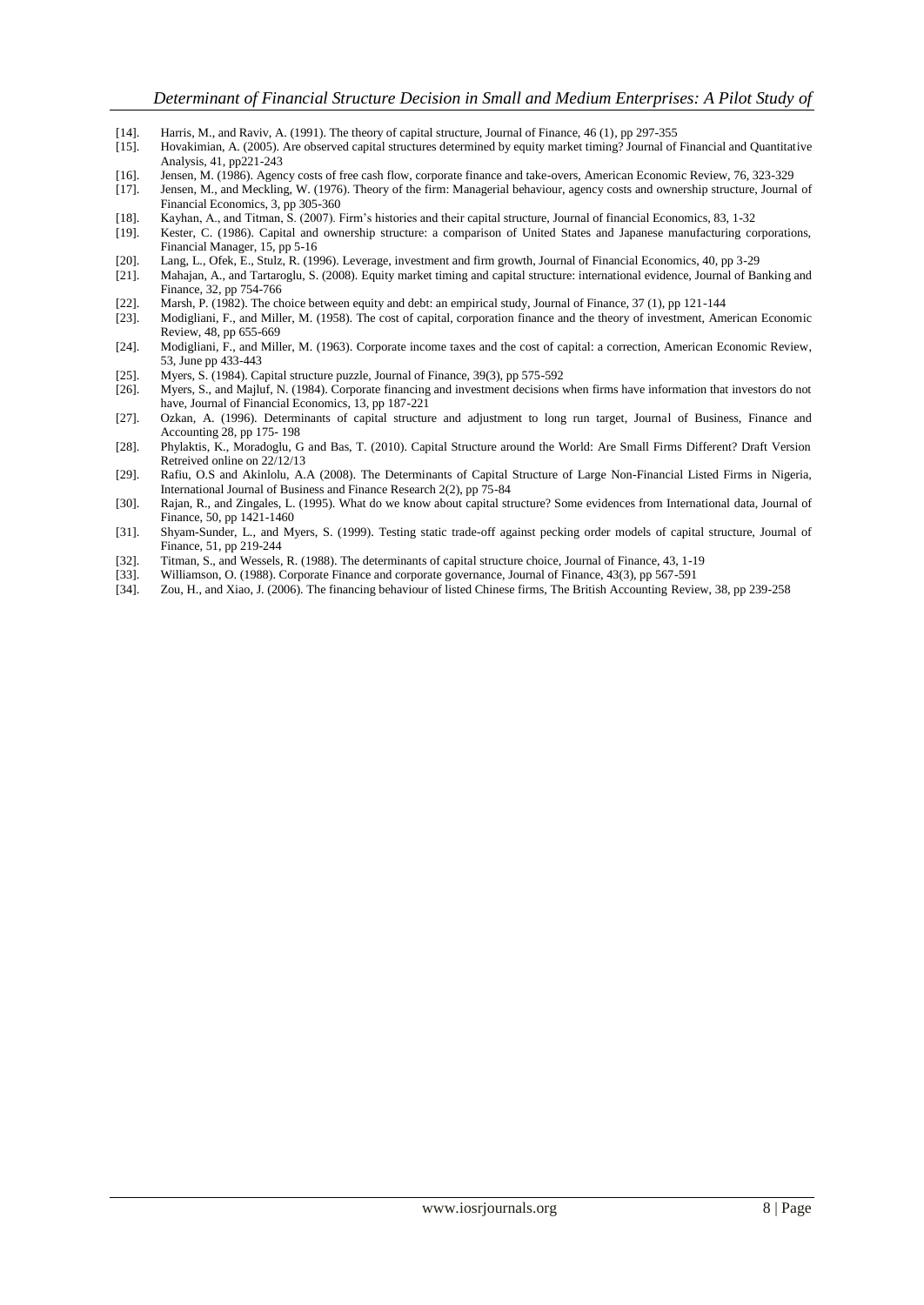[14]. Harris, M., and Raviv, A. (1991). The theory of capital structure, Journal of Finance, 46 (1), pp 297-355

[15]. Hovakimian, A. (2005). Are observed capital structures determined by equity market timing? Journal of Financial and Quantitative Analysis, 41, pp221-243

[16]. Jensen, M. (1986). Agency costs of free cash flow, corporate finance and take-overs, American Economic Review, 76, 323-329

[17]. Jensen, M., and Meckling, W. (1976). Theory of the firm: Managerial behaviour, agency costs and ownership structure, Journal of Financial Economics, 3, pp 305-360

[18]. Kayhan, A., and Titman, S. (2007). Firm's histories and their capital structure, Journal of financial Economics, 83, 1-32

[19]. Kester, C. (1986). Capital and ownership structure: a comparison of United States and Japanese manufacturing corporations, Financial Manager, 15, pp 5-16

[20]. Lang, L., Ofek, E., Stulz, R. (1996). Leverage, investment and firm growth, Journal of Financial Economics, 40, pp 3-29

[21]. Mahajan, A., and Tartaroglu, S. (2008). Equity market timing and capital structure: international evidence, Journal of Banking and Finance, 32, pp 754-766

[22]. Marsh, P. (1982). The choice between equity and debt: an empirical study, Journal of Finance, 37 (1), pp 121-144

[23]. Modigliani, F., and Miller, M. (1958). The cost of capital, corporation finance and the theory of investment, American Economic Review, 48, pp 655-669

[24]. Modigliani, F., and Miller, M. (1963). Corporate income taxes and the cost of capital: a correction, American Economic Review, 53, June pp 433-443

[25]. Myers, S. (1984). Capital structure puzzle, Journal of Finance, 39(3), pp 575-592

[26]. Myers, S., and Majluf, N. (1984). Corporate financing and investment decisions when firms have information that investors do not have, Journal of Financial Economics, 13, pp 187-221

[27]. Ozkan, A. (1996). Determinants of capital structure and adjustment to long run target, Journal of Business, Finance and Accounting 28, pp 175- 198

[28]. Phylaktis, K., Moradoglu, G and Bas, T. (2010). Capital Structure around the World: Are Small Firms Different? Draft Version Retreived online on 22/12/13

[29]. Rafiu, O.S and Akinlolu, A.A (2008). The Determinants of Capital Structure of Large Non-Financial Listed Firms in Nigeria, International Journal of Business and Finance Research 2(2), pp 75-84

[30]. Rajan, R., and Zingales, L. (1995). What do we know about capital structure? Some evidences from International data, Journal of Finance, 50, pp 1421-1460

[31]. Shyam-Sunder, L., and Myers, S. (1999). Testing static trade-off against pecking order models of capital structure, Journal of Finance, 51, pp 219-244

[32]. Titman, S., and Wessels, R. (1988). The determinants of capital structure choice, Journal of Finance, 43, 1-19

[33]. Williamson, O. (1988). Corporate Finance and corporate governance, Journal of Finance, 43(3), pp 567-591

[34]. Zou, H., and Xiao, J. (2006). The financing behaviour of listed Chinese firms, The British Accounting Review, 38, pp 239-258